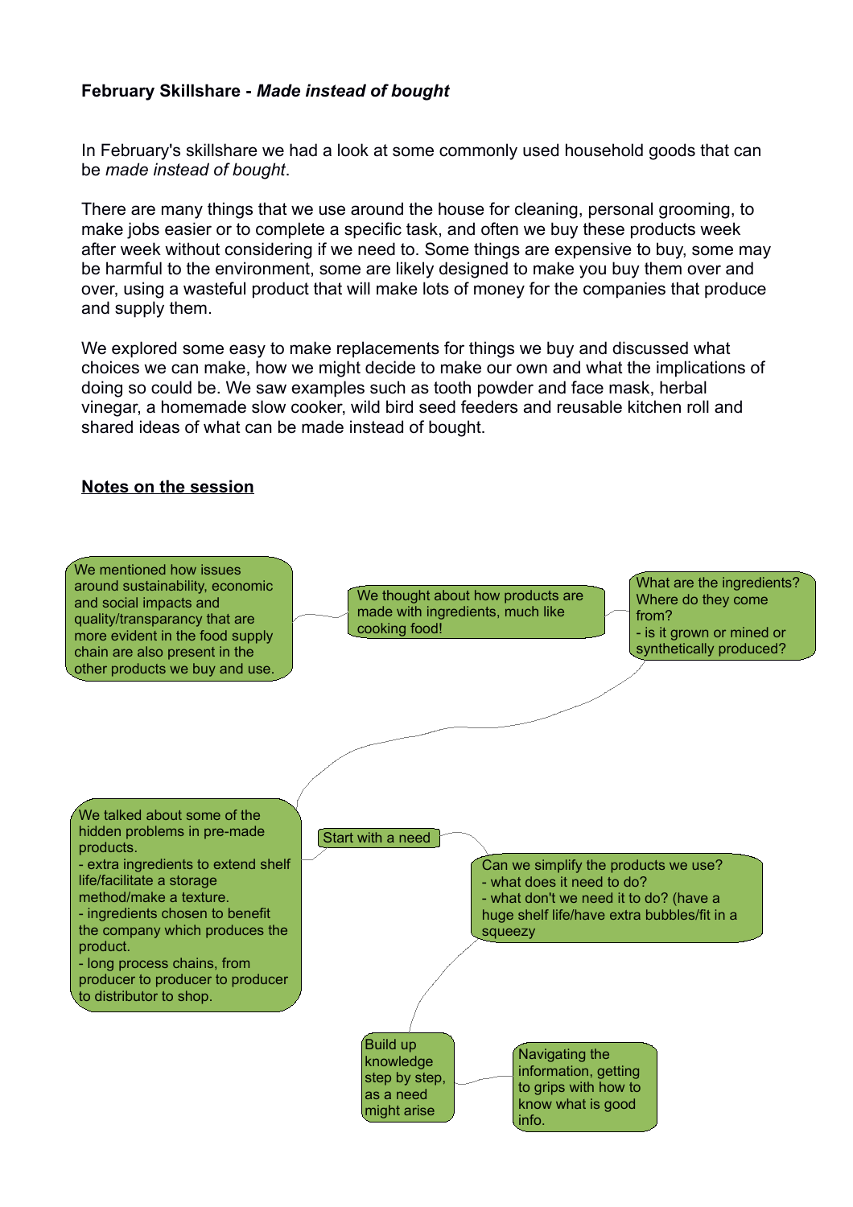**February Skillshare - *Made instead of bought***

In February's skillshare we had a look at some commonly used household goods that can be *made instead of bought*.

There are many things that we use around the house for cleaning, personal grooming, to make jobs easier or to complete a specific task, and often we buy these products week after week without considering if we need to. Some things are expensive to buy, some may be harmful to the environment, some are likely designed to make you buy them over and over, using a wasteful product that will make lots of money for the companies that produce and supply them.

We explored some easy to make replacements for things we buy and discussed what choices we can make, how we might decide to make our own and what the implications of doing so could be. We saw examples such as tooth powder and face mask, herbal vinegar, a homemade slow cooker, wild bird seed feeders and reusable kitchen roll and shared ideas of what can be made instead of bought.

**<u>Notes on the session</u>**

We mentioned how issues around sustainability, economic and social impacts and quality/transparancy that are more evident in the food supply chain are also present in the other products we buy and use.

We thought about how products are made with ingredients, much like cooking food!

What are the ingredients? Where do they come from?
- is it grown or mined or synthetically produced?

We talked about some of the hidden problems in pre-made products.
- extra ingredients to extend shelf life/facilitate a storage method/make a texture.
- ingredients chosen to benefit the company which produces the product.
- long process chains, from producer to producer to producer to distributor to shop.

Start with a need

Can we simplify the products we use?
- what does it need to do?
- what don't we need it to do? (have a huge shelf life/have extra bubbles/fit in a squeezy

Build up knowledge step by step, as a need might arise

Navigating the information, getting to grips with how to know what is good info.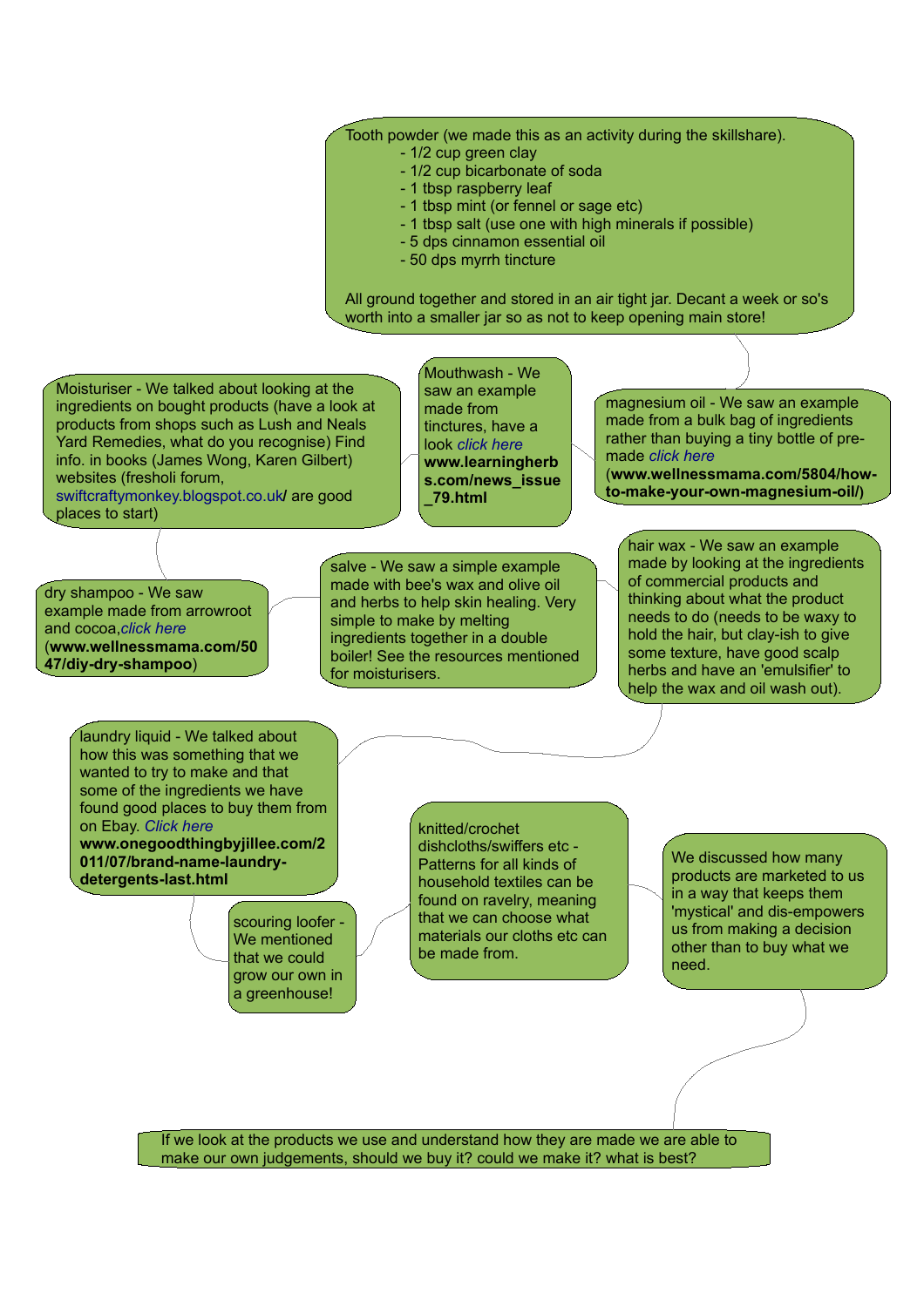Tooth powder (we made this as an activity during the skillshare).

- 1/2 cup green clay
- 1/2 cup bicarbonate of soda
- 1 tbsp raspberry leaf
- 1 tbsp mint (or fennel or sage etc)
- 1 tbsp salt (use one with high minerals if possible)
- 5 dps cinnamon essential oil
- 50 dps myrrh tincture

All ground together and stored in an air tight jar. Decant a week or so's worth into a smaller jar so as not to keep opening main store!

magnesium oil - We saw an example made from a bulk bag of ingredients rather than buying a tiny bottle of pre-made *click here* (**www.wellnessmama.com/5804/how-to-make-your-own-magnesium-oil/**)

Mouthwash - We saw an example made from tinctures, have a look *click here* **www.learningherbs.com/news_issue_79.html**

Moisturiser - We talked about looking at the ingredients on bought products (have a look at products from shops such as Lush and Neals Yard Remedies, what do you recognise) Find info. in books (James Wong, Karen Gilbert) websites (fresholi forum, swiftcraftymonkey.blogspot.co.uk/ are good places to start)

dry shampoo - We saw example made from arrowroot and cocoa,*click here* (**www.wellnessmama.com/5047/diy-dry-shampoo**)

salve - We saw a simple example made with bee's wax and olive oil and herbs to help skin healing. Very simple to make by melting ingredients together in a double boiler! See the resources mentioned for moisturisers.

hair wax - We saw an example made by looking at the ingredients of commercial products and thinking about what the product needs to do (needs to be waxy to hold the hair, but clay-ish to give some texture, have good scalp herbs and have an 'emulsifier' to help the wax and oil wash out).

laundry liquid - We talked about how this was something that we wanted to try to make and that some of the ingredients we have found good places to buy them from on Ebay. *Click here* **www.onegoodthingbyjillee.com/2011/07/brand-name-laundry-detergents-last.html**

scouring loofer - We mentioned that we could grow our own in a greenhouse!

knitted/crochet dishcloths/swiffers etc - Patterns for all kinds of household textiles can be found on ravelry, meaning that we can choose what materials our cloths etc can be made from.

We discussed how many products are marketed to us in a way that keeps them 'mystical' and dis-empowers us from making a decision other than to buy what we need.

If we look at the products we use and understand how they are made we are able to make our own judgements, should we buy it? could we make it? what is best?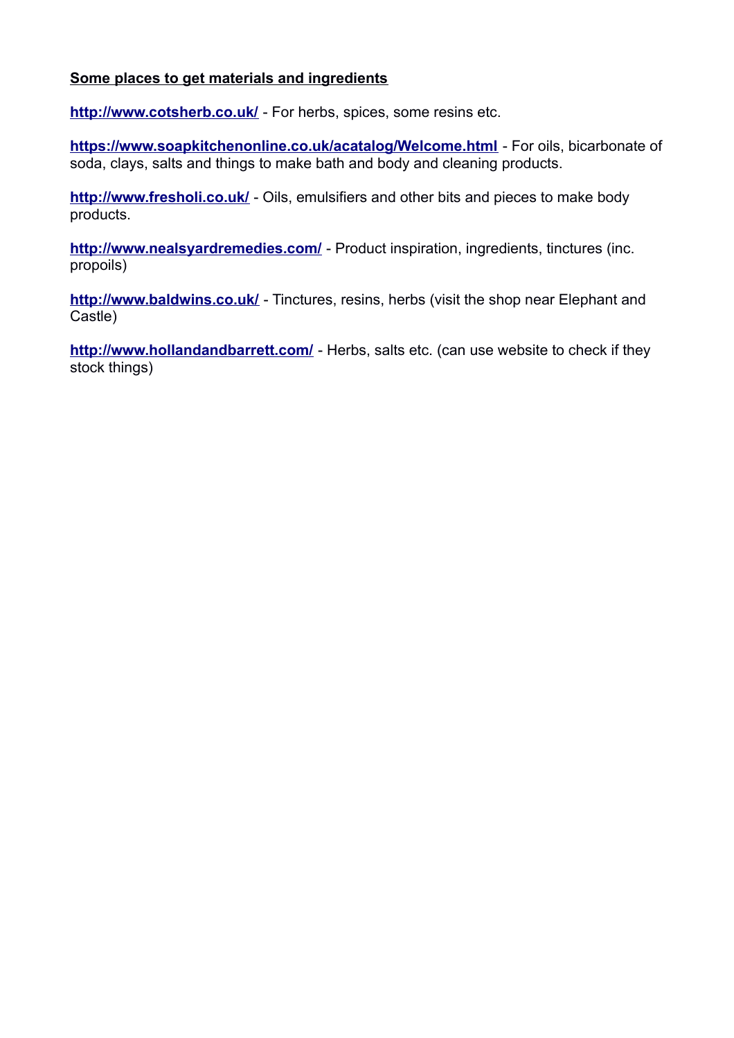**Some places to get materials and ingredients**

**http://www.cotsherb.co.uk/** - For herbs, spices, some resins etc.

**https://www.soapkitchenonline.co.uk/acatalog/Welcome.html** - For oils, bicarbonate of soda, clays, salts and things to make bath and body and cleaning products.

**http://www.fresholi.co.uk/** - Oils, emulsifiers and other bits and pieces to make body products.

**http://www.nealsyardremedies.com/** - Product inspiration, ingredients, tinctures (inc. propoils)

**http://www.baldwins.co.uk/** - Tinctures, resins, herbs (visit the shop near Elephant and Castle)

**http://www.hollandandbarrett.com/** - Herbs, salts etc. (can use website to check if they stock things)